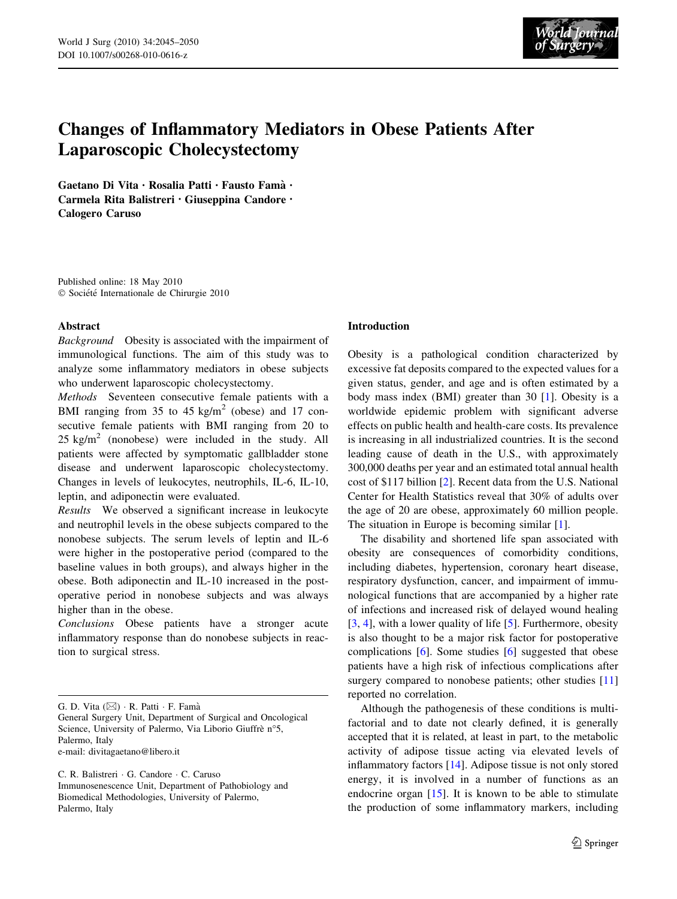# Changes of Inflammatory Mediators in Obese Patients After Laparoscopic Cholecystectomy

**Gaetano Di Vita · Rosalia Patti · Fausto Famà · Carmela Rita Balistreri · Giuseppina Candore · Calogero Caruso**

Published online: 18 May 2010
© Société Internationale de Chirurgie 2010

## Abstract

*Background* Obesity is associated with the impairment of immunological functions. The aim of this study was to analyze some inflammatory mediators in obese subjects who underwent laparoscopic cholecystectomy.

*Methods* Seventeen consecutive female patients with a BMI ranging from 35 to 45 kg/m$^2$ (obese) and 17 consecutive female patients with BMI ranging from 20 to 25 kg/m$^2$ (nonobese) were included in the study. All patients were affected by symptomatic gallbladder stone disease and underwent laparoscopic cholecystectomy. Changes in levels of leukocytes, neutrophils, IL-6, IL-10, leptin, and adiponectin were evaluated.

*Results* We observed a significant increase in leukocyte and neutrophil levels in the obese subjects compared to the nonobese subjects. The serum levels of leptin and IL-6 were higher in the postoperative period (compared to the baseline values in both groups), and always higher in the obese. Both adiponectin and IL-10 increased in the postoperative period in nonobese subjects and was always higher than in the obese.

*Conclusions* Obese patients have a stronger acute inflammatory response than do nonobese subjects in reaction to surgical stress.

G. D. Vita (✉) · R. Patti · F. Famà
General Surgery Unit, Department of Surgical and Oncological Science, University of Palermo, Via Liborio Giuffrè n°5, Palermo, Italy
e-mail: divitagaetano@libero.it

C. R. Balistreri · G. Candore · C. Caruso
Immunosenescence Unit, Department of Pathobiology and Biomedical Methodologies, University of Palermo, Palermo, Italy

## Introduction

Obesity is a pathological condition characterized by excessive fat deposits compared to the expected values for a given status, gender, and age and is often estimated by a body mass index (BMI) greater than 30 [1]. Obesity is a worldwide epidemic problem with significant adverse effects on public health and health-care costs. Its prevalence is increasing in all industrialized countries. It is the second leading cause of death in the U.S., with approximately 300,000 deaths per year and an estimated total annual health cost of $117 billion [2]. Recent data from the U.S. National Center for Health Statistics reveal that 30% of adults over the age of 20 are obese, approximately 60 million people. The situation in Europe is becoming similar [1].

The disability and shortened life span associated with obesity are consequences of comorbidity conditions, including diabetes, hypertension, coronary heart disease, respiratory dysfunction, cancer, and impairment of immunological functions that are accompanied by a higher rate of infections and increased risk of delayed wound healing [3, 4], with a lower quality of life [5]. Furthermore, obesity is also thought to be a major risk factor for postoperative complications [6]. Some studies [6] suggested that obese patients have a high risk of infectious complications after surgery compared to nonobese patients; other studies [11] reported no correlation.

Although the pathogenesis of these conditions is multifactorial and to date not clearly defined, it is generally accepted that it is related, at least in part, to the metabolic activity of adipose tissue acting via elevated levels of inflammatory factors [14]. Adipose tissue is not only stored energy, it is involved in a number of functions as an endocrine organ [15]. It is known to be able to stimulate the production of some inflammatory markers, including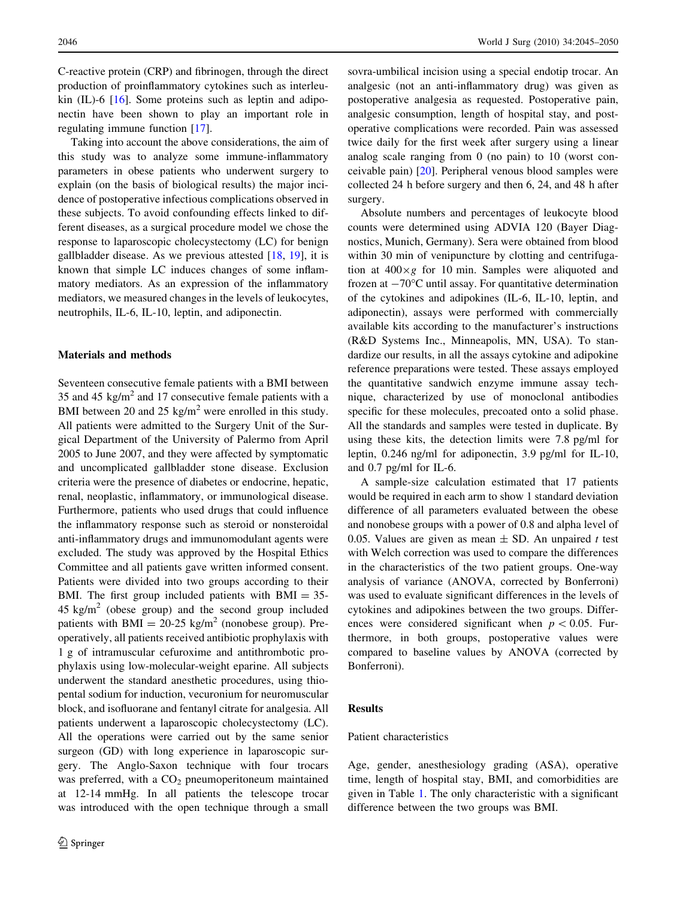C-reactive protein (CRP) and fibrinogen, through the direct production of proinflammatory cytokines such as interleukin (IL)-6 [16]. Some proteins such as leptin and adiponectin have been shown to play an important role in regulating immune function [17].

Taking into account the above considerations, the aim of this study was to analyze some immune-inflammatory parameters in obese patients who underwent surgery to explain (on the basis of biological results) the major incidence of postoperative infectious complications observed in these subjects. To avoid confounding effects linked to different diseases, as a surgical procedure model we chose the response to laparoscopic cholecystectomy (LC) for benign gallbladder disease. As we previous attested [18, 19], it is known that simple LC induces changes of some inflammatory mediators. As an expression of the inflammatory mediators, we measured changes in the levels of leukocytes, neutrophils, IL-6, IL-10, leptin, and adiponectin.

## Materials and methods

Seventeen consecutive female patients with a BMI between 35 and 45 kg/m$^2$ and 17 consecutive female patients with a BMI between 20 and 25 kg/m$^2$ were enrolled in this study. All patients were admitted to the Surgery Unit of the Surgical Department of the University of Palermo from April 2005 to June 2007, and they were affected by symptomatic and uncomplicated gallbladder stone disease. Exclusion criteria were the presence of diabetes or endocrine, hepatic, renal, neoplastic, inflammatory, or immunological disease. Furthermore, patients who used drugs that could influence the inflammatory response such as steroid or nonsteroidal anti-inflammatory drugs and immunomodulant agents were excluded. The study was approved by the Hospital Ethics Committee and all patients gave written informed consent. Patients were divided into two groups according to their BMI. The first group included patients with BMI = 35-45 kg/m$^2$ (obese group) and the second group included patients with BMI = 20-25 kg/m$^2$ (nonobese group). Preoperatively, all patients received antibiotic prophylaxis with 1 g of intramuscular cefuroxime and antithrombotic prophylaxis using low-molecular-weight eparine. All subjects underwent the standard anesthetic procedures, using thiopental sodium for induction, vecuronium for neuromuscular block, and isofluorane and fentanyl citrate for analgesia. All patients underwent a laparoscopic cholecystectomy (LC). All the operations were carried out by the same senior surgeon (GD) with long experience in laparoscopic surgery. The Anglo-Saxon technique with four trocars was preferred, with a $CO_2$ pneumoperitoneum maintained at 12-14 mmHg. In all patients the telescope trocar was introduced with the open technique through a small sovra-umbilical incision using a special endotip trocar. An analgesic (not an anti-inflammatory drug) was given as postoperative analgesia as requested. Postoperative pain, analgesic consumption, length of hospital stay, and postoperative complications were recorded. Pain was assessed twice daily for the first week after surgery using a linear analog scale ranging from 0 (no pain) to 10 (worst conceivable pain) [20]. Peripheral venous blood samples were collected 24 h before surgery and then 6, 24, and 48 h after surgery.

Absolute numbers and percentages of leukocyte blood counts were determined using ADVIA 120 (Bayer Diagnostics, Munich, Germany). Sera were obtained from blood within 30 min of venipuncture by clotting and centrifugation at $400\times g$ for 10 min. Samples were aliquoted and frozen at $-70$°C until assay. For quantitative determination of the cytokines and adipokines (IL-6, IL-10, leptin, and adiponectin), assays were performed with commercially available kits according to the manufacturer's instructions (R&D Systems Inc., Minneapolis, MN, USA). To standardize our results, in all the assays cytokine and adipokine reference preparations were tested. These assays employed the quantitative sandwich enzyme immune assay technique, characterized by use of monoclonal antibodies specific for these molecules, precoated onto a solid phase. All the standards and samples were tested in duplicate. By using these kits, the detection limits were 7.8 pg/ml for leptin, 0.246 ng/ml for adiponectin, 3.9 pg/ml for IL-10, and 0.7 pg/ml for IL-6.

A sample-size calculation estimated that 17 patients would be required in each arm to show 1 standard deviation difference of all parameters evaluated between the obese and nonobese groups with a power of 0.8 and alpha level of 0.05. Values are given as mean $\pm$ SD. An unpaired $t$ test with Welch correction was used to compare the differences in the characteristics of the two patient groups. One-way analysis of variance (ANOVA, corrected by Bonferroni) was used to evaluate significant differences in the levels of cytokines and adipokines between the two groups. Differences were considered significant when $p < 0.05$. Furthermore, in both groups, postoperative values were compared to baseline values by ANOVA (corrected by Bonferroni).

## Results

### Patient characteristics

Age, gender, anesthesiology grading (ASA), operative time, length of hospital stay, BMI, and comorbidities are given in Table 1. The only characteristic with a significant difference between the two groups was BMI.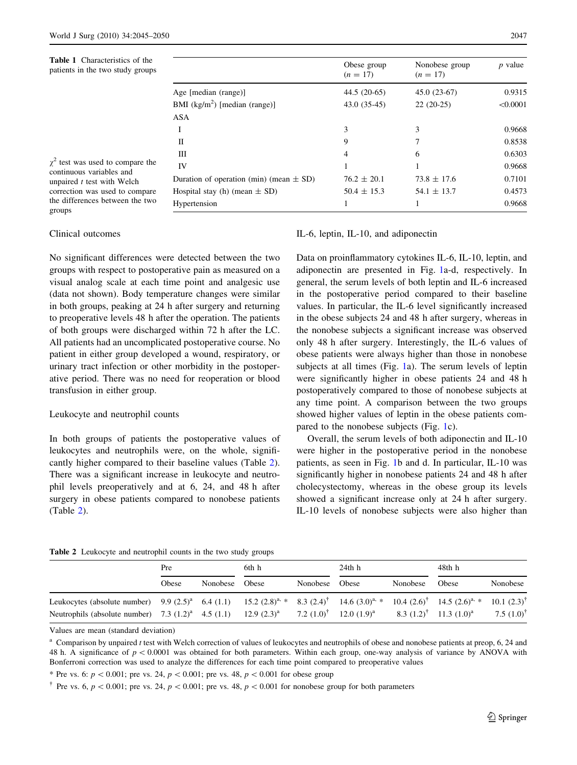**Table 1** Characteristics of the patients in the two study groups

| | Obese group ($n = 17$) | Nonobese group ($n = 17$) | $p$ value |
|---|---|---|---|
| Age [median (range)] | 44.5 (20-65) | 45.0 (23-67) | 0.9315 |
| BMI (kg/m$^2$) [median (range)] | 43.0 (35-45) | 22 (20-25) | <0.0001 |
| ASA | | | |
| I | 3 | 3 | 0.9668 |
| II | 9 | 7 | 0.8538 |
| III | 4 | 6 | 0.6303 |
| IV | 1 | 1 | 0.9668 |
| Duration of operation (min) (mean ± SD) | 76.2 ± 20.1 | 73.8 ± 17.6 | 0.7101 |
| Hospital stay (h) (mean ± SD) | 50.4 ± 15.3 | 54.1 ± 13.7 | 0.4573 |
| Hypertension | 1 | 1 | 0.9668 |

$\chi^2$ test was used to compare the continuous variables and unpaired $t$ test with Welch correction was used to compare the differences between the two groups

## Clinical outcomes

No significant differences were detected between the two groups with respect to postoperative pain as measured on a visual analog scale at each time point and analgesic use (data not shown). Body temperature changes were similar in both groups, peaking at 24 h after surgery and returning to preoperative levels 48 h after the operation. The patients of both groups were discharged within 72 h after the LC. All patients had an uncomplicated postoperative course. No patient in either group developed a wound, respiratory, or urinary tract infection or other morbidity in the postoperative period. There was no need for reoperation or blood transfusion in either group.

## Leukocyte and neutrophil counts

In both groups of patients the postoperative values of leukocytes and neutrophils were, on the whole, significantly higher compared to their baseline values (Table 2). There was a significant increase in leukocyte and neutrophil levels preoperatively and at 6, 24, and 48 h after surgery in obese patients compared to nonobese patients (Table 2).

## IL-6, leptin, IL-10, and adiponectin

Data on proinflammatory cytokines IL-6, IL-10, leptin, and adiponectin are presented in Fig. 1a-d, respectively. In general, the serum levels of both leptin and IL-6 increased in the postoperative period compared to their baseline values. In particular, the IL-6 level significantly increased in the obese subjects 24 and 48 h after surgery, whereas in the nonobese subjects a significant increase was observed only 48 h after surgery. Interestingly, the IL-6 values of obese patients were always higher than those in nonobese subjects at all times (Fig. 1a). The serum levels of leptin were significantly higher in obese patients 24 and 48 h postoperatively compared to those of nonobese subjects at any time point. A comparison between the two groups showed higher values of leptin in the obese patients compared to the nonobese subjects (Fig. 1c).

Overall, the serum levels of both adiponectin and IL-10 were higher in the postoperative period in the nonobese patients, as seen in Fig. 1b and d. In particular, IL-10 was significantly higher in nonobese patients 24 and 48 h after cholecystectomy, whereas in the obese group its levels showed a significant increase only at 24 h after surgery. IL-10 levels of nonobese subjects were also higher than

**Table 2** Leukocyte and neutrophil counts in the two study groups

| | Pre | | 6th h | | 24th h | | 48th h | |
|---|---|---|---|---|---|---|---|---|
| | Obese | Nonobese | Obese | Nonobese | Obese | Nonobese | Obese | Nonobese |
| Leukocytes (absolute number) | 9.9 (2.5)[a] | 6.4 (1.1) | 15.2 (2.8)[a, *] | 8.3 (2.4)[†] | 14.6 (3.0)[a, *] | 10.4 (2.6)[†] | 14.5 (2.6)[a, *] | 10.1 (2.3)[†] |
| Neutrophils (absolute number) | 7.3 (1.2)[a] | 4.5 (1.1) | 12.9 (2.3)[a] | 7.2 (1.0)[†] | 12.0 (1.9)[a] | 8.3 (1.2)[†] | 11.3 (1.0)[a] | 7.5 (1.0)[†] |

Values are mean (standard deviation)

[a] Comparison by unpaired $t$ test with Welch correction of values of leukocytes and neutrophils of obese and nonobese patients at preop, 6, 24 and 48 h. A significance of $p < 0.0001$ was obtained for both parameters. Within each group, one-way analysis of variance by ANOVA with Bonferroni correction was used to analyze the differences for each time point compared to preoperative values

* Pre vs. 6: $p < 0.001$; pre vs. 24, $p < 0.001$; pre vs. 48, $p < 0.001$ for obese group

[†] Pre vs. 6, $p < 0.001$; pre vs. 24, $p < 0.001$; pre vs. 48, $p < 0.001$ for nonobese group for both parameters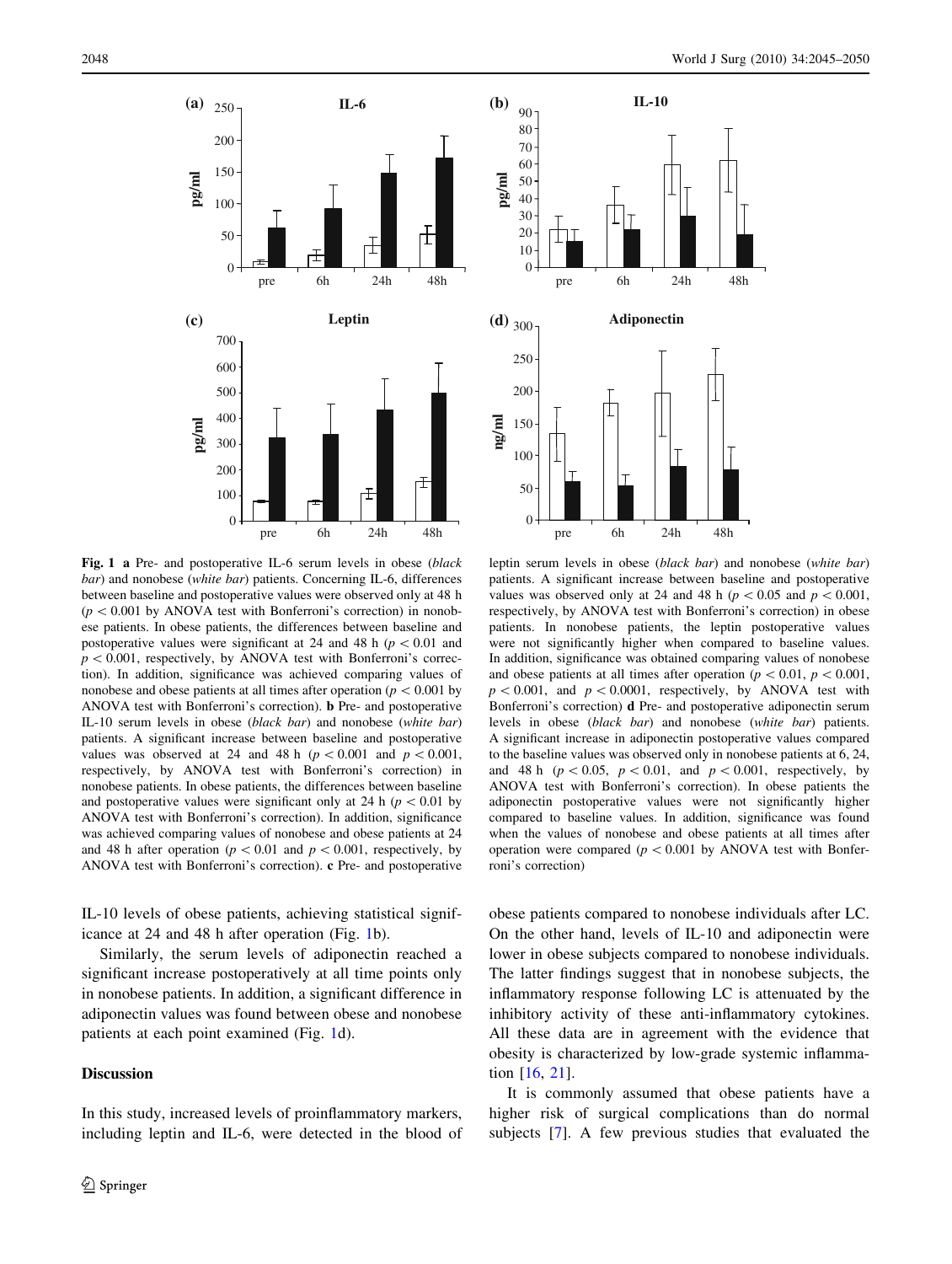**Fig. 1** **a** Pre- and postoperative IL-6 serum levels in obese (*black bar*) and nonobese (*white bar*) patients. Concerning IL-6, differences between baseline and postoperative values were observed only at 48 h ($p < 0.001$ by ANOVA test with Bonferroni's correction) in nonobese patients. In obese patients, the differences between baseline and postoperative values were significant at 24 and 48 h ($p < 0.01$ and $p < 0.001$, respectively, by ANOVA test with Bonferroni's correction). In addition, significance was achieved comparing values of nonobese and obese patients at all times after operation ($p < 0.001$ by ANOVA test with Bonferroni's correction). **b** Pre- and postoperative IL-10 serum levels in obese (*black bar*) and nonobese (*white bar*) patients. A significant increase between baseline and postoperative values was observed at 24 and 48 h ($p < 0.001$ and $p < 0.001$, respectively, by ANOVA test with Bonferroni's correction) in nonobese patients. In obese patients, the differences between baseline and postoperative values were significant only at 24 h ($p < 0.01$ by ANOVA test with Bonferroni's correction). In addition, significance was achieved comparing values of nonobese and obese patients at 24 and 48 h after operation ($p < 0.01$ and $p < 0.001$, respectively, by ANOVA test with Bonferroni's correction). **c** Pre- and postoperative leptin serum levels in obese (*black bar*) and nonobese (*white bar*) patients. A significant increase between baseline and postoperative values was observed only at 24 and 48 h ($p < 0.05$ and $p < 0.001$, respectively, by ANOVA test with Bonferroni's correction) in obese patients. In nonobese patients, the leptin postoperative values were not significantly higher when compared to baseline values. In addition, significance was obtained comparing values of nonobese and obese patients at all times after operation ($p < 0.01$, $p < 0.001$, $p < 0.0001$, and $p < 0.001$, respectively, by ANOVA test with Bonferroni's correction) **d** Pre- and postoperative adiponectin serum levels in obese (*black bar*) and nonobese (*white bar*) patients. A significant increase in adiponectin postoperative values compared to the baseline values was observed only in nonobese patients at 6, 24, and 48 h ($p < 0.05$, $p < 0.01$, and $p < 0.001$, respectively, by ANOVA test with Bonferroni's correction). In obese patients the adiponectin postoperative values were not significantly higher compared to baseline values. In addition, significance was found when the values of nonobese and obese patients at all times after operation were compared ($p < 0.001$ by ANOVA test with Bonferroni's correction)

IL-10 levels of obese patients, achieving statistical significance at 24 and 48 h after operation (Fig. 1b).

Similarly, the serum levels of adiponectin reached a significant increase postoperatively at all time points only in nonobese patients. In addition, a significant difference in adiponectin values was found between obese and nonobese patients at each point examined (Fig. 1d).

## Discussion

In this study, increased levels of proinflammatory markers, including leptin and IL-6, were detected in the blood of obese patients compared to nonobese individuals after LC. On the other hand, levels of IL-10 and adiponectin were lower in obese subjects compared to nonobese individuals. The latter findings suggest that in nonobese subjects, the inflammatory response following LC is attenuated by the inhibitory activity of these anti-inflammatory cytokines. All these data are in agreement with the evidence that obesity is characterized by low-grade systemic inflammation [16, 21].

It is commonly assumed that obese patients have a higher risk of surgical complications than do normal subjects [7]. A few previous studies that evaluated the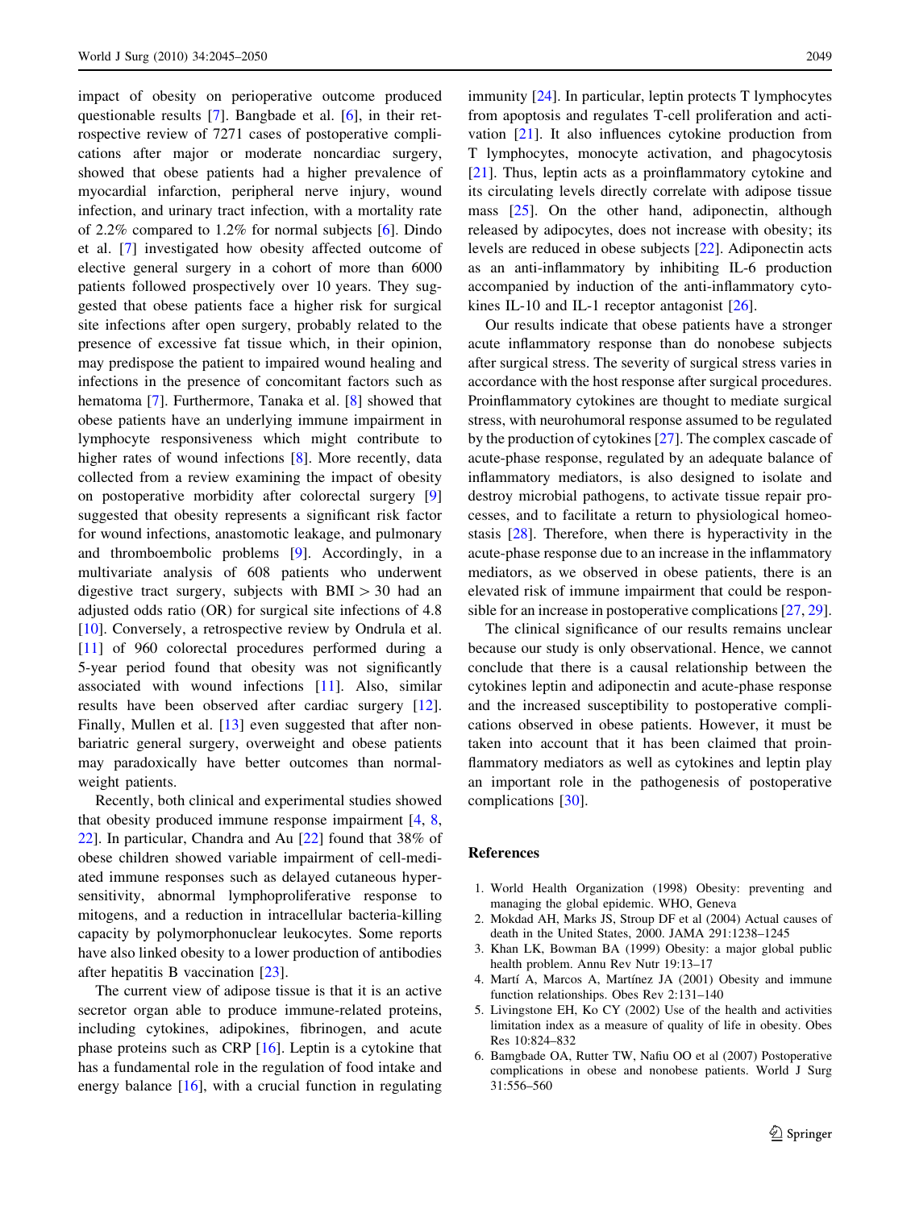impact of obesity on perioperative outcome produced questionable results [7]. Bangbade et al. [6], in their retrospective review of 7271 cases of postoperative complications after major or moderate noncardiac surgery, showed that obese patients had a higher prevalence of myocardial infarction, peripheral nerve injury, wound infection, and urinary tract infection, with a mortality rate of 2.2% compared to 1.2% for normal subjects [6]. Dindo et al. [7] investigated how obesity affected outcome of elective general surgery in a cohort of more than 6000 patients followed prospectively over 10 years. They suggested that obese patients face a higher risk for surgical site infections after open surgery, probably related to the presence of excessive fat tissue which, in their opinion, may predispose the patient to impaired wound healing and infections in the presence of concomitant factors such as hematoma [7]. Furthermore, Tanaka et al. [8] showed that obese patients have an underlying immune impairment in lymphocyte responsiveness which might contribute to higher rates of wound infections [8]. More recently, data collected from a review examining the impact of obesity on postoperative morbidity after colorectal surgery [9] suggested that obesity represents a significant risk factor for wound infections, anastomotic leakage, and pulmonary and thromboembolic problems [9]. Accordingly, in a multivariate analysis of 608 patients who underwent digestive tract surgery, subjects with BMI > 30 had an adjusted odds ratio (OR) for surgical site infections of 4.8 [10]. Conversely, a retrospective review by Ondrula et al. [11] of 960 colorectal procedures performed during a 5-year period found that obesity was not significantly associated with wound infections [11]. Also, similar results have been observed after cardiac surgery [12]. Finally, Mullen et al. [13] even suggested that after nonbariatric general surgery, overweight and obese patients may paradoxically have better outcomes than normal-weight patients.

Recently, both clinical and experimental studies showed that obesity produced immune response impairment [4, 8, 22]. In particular, Chandra and Au [22] found that 38% of obese children showed variable impairment of cell-mediated immune responses such as delayed cutaneous hypersensitivity, abnormal lymphoproliferative response to mitogens, and a reduction in intracellular bacteria-killing capacity by polymorphonuclear leukocytes. Some reports have also linked obesity to a lower production of antibodies after hepatitis B vaccination [23].

The current view of adipose tissue is that it is an active secretor organ able to produce immune-related proteins, including cytokines, adipokines, fibrinogen, and acute phase proteins such as CRP [16]. Leptin is a cytokine that has a fundamental role in the regulation of food intake and energy balance [16], with a crucial function in regulating immunity [24]. In particular, leptin protects T lymphocytes from apoptosis and regulates T-cell proliferation and activation [21]. It also influences cytokine production from T lymphocytes, monocyte activation, and phagocytosis [21]. Thus, leptin acts as a proinflammatory cytokine and its circulating levels directly correlate with adipose tissue mass [25]. On the other hand, adiponectin, although released by adipocytes, does not increase with obesity; its levels are reduced in obese subjects [22]. Adiponectin acts as an anti-inflammatory by inhibiting IL-6 production accompanied by induction of the anti-inflammatory cytokines IL-10 and IL-1 receptor antagonist [26].

Our results indicate that obese patients have a stronger acute inflammatory response than do nonobese subjects after surgical stress. The severity of surgical stress varies in accordance with the host response after surgical procedures. Proinflammatory cytokines are thought to mediate surgical stress, with neurohumoral response assumed to be regulated by the production of cytokines [27]. The complex cascade of acute-phase response, regulated by an adequate balance of inflammatory mediators, is also designed to isolate and destroy microbial pathogens, to activate tissue repair processes, and to facilitate a return to physiological homeostasis [28]. Therefore, when there is hyperactivity in the acute-phase response due to an increase in the inflammatory mediators, as we observed in obese patients, there is an elevated risk of immune impairment that could be responsible for an increase in postoperative complications [27, 29].

The clinical significance of our results remains unclear because our study is only observational. Hence, we cannot conclude that there is a causal relationship between the cytokines leptin and adiponectin and acute-phase response and the increased susceptibility to postoperative complications observed in obese patients. However, it must be taken into account that it has been claimed that proinflammatory mediators as well as cytokines and leptin play an important role in the pathogenesis of postoperative complications [30].

## References

1. World Health Organization (1998) Obesity: preventing and managing the global epidemic. WHO, Geneva
2. Mokdad AH, Marks JS, Stroup DF et al (2004) Actual causes of death in the United States, 2000. JAMA 291:1238–1245
3. Khan LK, Bowman BA (1999) Obesity: a major global public health problem. Annu Rev Nutr 19:13–17
4. Martí A, Marcos A, Martínez JA (2001) Obesity and immune function relationships. Obes Rev 2:131–140
5. Livingstone EH, Ko CY (2002) Use of the health and activities limitation index as a measure of quality of life in obesity. Obes Res 10:824–832
6. Bamgbade OA, Rutter TW, Nafiu OO et al (2007) Postoperative complications in obese and nonobese patients. World J Surg 31:556–560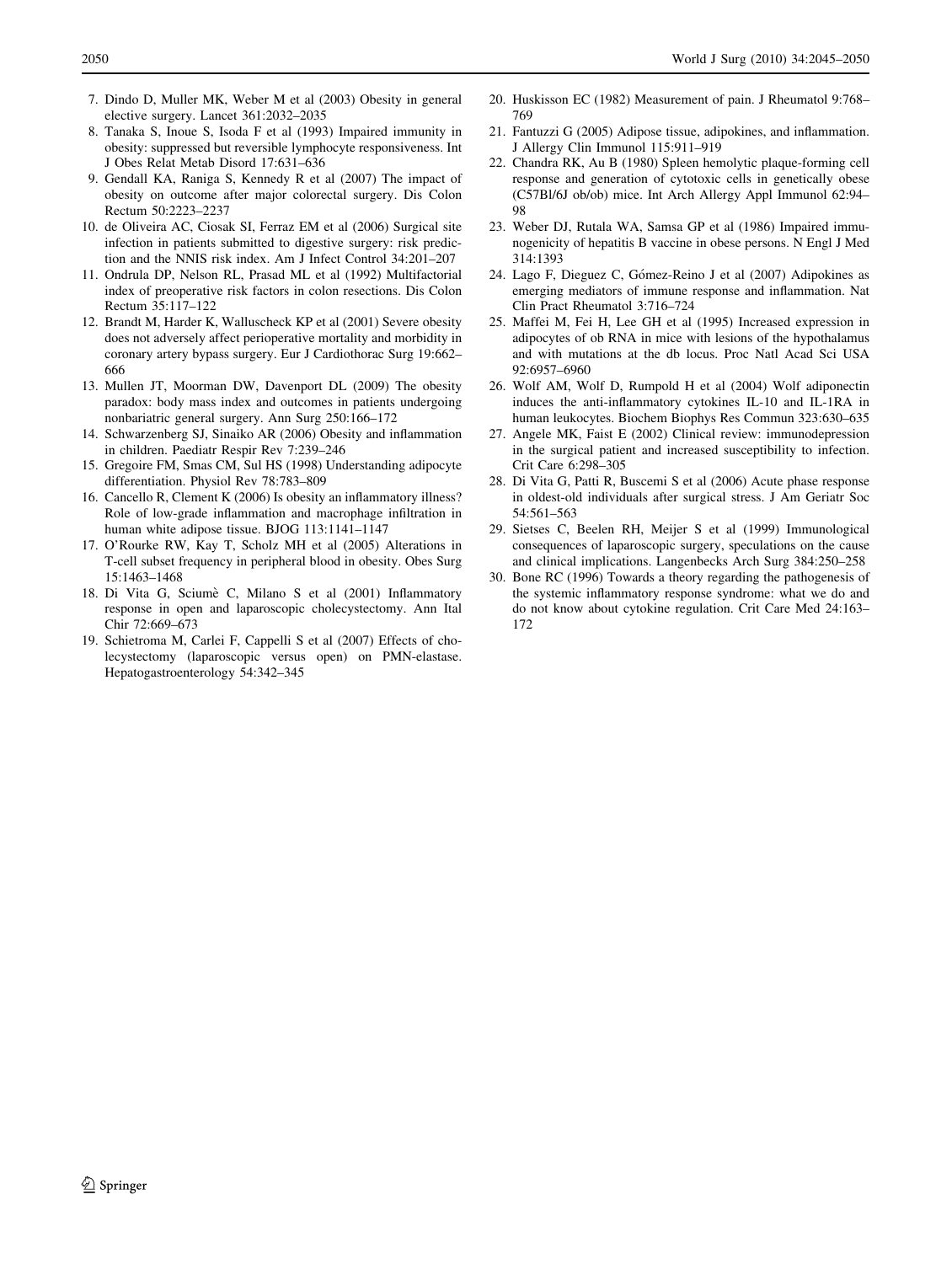7. Dindo D, Muller MK, Weber M et al (2003) Obesity in general elective surgery. Lancet 361:2032–2035
8. Tanaka S, Inoue S, Isoda F et al (1993) Impaired immunity in obesity: suppressed but reversible lymphocyte responsiveness. Int J Obes Relat Metab Disord 17:631–636
9. Gendall KA, Raniga S, Kennedy R et al (2007) The impact of obesity on outcome after major colorectal surgery. Dis Colon Rectum 50:2223–2237
10. de Oliveira AC, Ciosak SI, Ferraz EM et al (2006) Surgical site infection in patients submitted to digestive surgery: risk prediction and the NNIS risk index. Am J Infect Control 34:201–207
11. Ondrula DP, Nelson RL, Prasad ML et al (1992) Multifactorial index of preoperative risk factors in colon resections. Dis Colon Rectum 35:117–122
12. Brandt M, Harder K, Walluscheck KP et al (2001) Severe obesity does not adversely affect perioperative mortality and morbidity in coronary artery bypass surgery. Eur J Cardiothorac Surg 19:662–666
13. Mullen JT, Moorman DW, Davenport DL (2009) The obesity paradox: body mass index and outcomes in patients undergoing nonbariatric general surgery. Ann Surg 250:166–172
14. Schwarzenberg SJ, Sinaiko AR (2006) Obesity and inflammation in children. Paediatr Respir Rev 7:239–246
15. Gregoire FM, Smas CM, Sul HS (1998) Understanding adipocyte differentiation. Physiol Rev 78:783–809
16. Cancello R, Clement K (2006) Is obesity an inflammatory illness? Role of low-grade inflammation and macrophage infiltration in human white adipose tissue. BJOG 113:1141–1147
17. O'Rourke RW, Kay T, Scholz MH et al (2005) Alterations in T-cell subset frequency in peripheral blood in obesity. Obes Surg 15:1463–1468
18. Di Vita G, Sciumè C, Milano S et al (2001) Inflammatory response in open and laparoscopic cholecystectomy. Ann Ital Chir 72:669–673
19. Schietroma M, Carlei F, Cappelli S et al (2007) Effects of cholecystectomy (laparoscopic versus open) on PMN-elastase. Hepatogastroenterology 54:342–345
20. Huskisson EC (1982) Measurement of pain. J Rheumatol 9:768–769
21. Fantuzzi G (2005) Adipose tissue, adipokines, and inflammation. J Allergy Clin Immunol 115:911–919
22. Chandra RK, Au B (1980) Spleen hemolytic plaque-forming cell response and generation of cytotoxic cells in genetically obese (C57Bl/6J ob/ob) mice. Int Arch Allergy Appl Immunol 62:94–98
23. Weber DJ, Rutala WA, Samsa GP et al (1986) Impaired immunogenicity of hepatitis B vaccine in obese persons. N Engl J Med 314:1393
24. Lago F, Dieguez C, Gómez-Reino J et al (2007) Adipokines as emerging mediators of immune response and inflammation. Nat Clin Pract Rheumatol 3:716–724
25. Maffei M, Fei H, Lee GH et al (1995) Increased expression in adipocytes of ob RNA in mice with lesions of the hypothalamus and with mutations at the db locus. Proc Natl Acad Sci USA 92:6957–6960
26. Wolf AM, Wolf D, Rumpold H et al (2004) Wolf adiponectin induces the anti-inflammatory cytokines IL-10 and IL-1RA in human leukocytes. Biochem Biophys Res Commun 323:630–635
27. Angele MK, Faist E (2002) Clinical review: immunodepression in the surgical patient and increased susceptibility to infection. Crit Care 6:298–305
28. Di Vita G, Patti R, Buscemi S et al (2006) Acute phase response in oldest-old individuals after surgical stress. J Am Geriatr Soc 54:561–563
29. Sietses C, Beelen RH, Meijer S et al (1999) Immunological consequences of laparoscopic surgery, speculations on the cause and clinical implications. Langenbecks Arch Surg 384:250–258
30. Bone RC (1996) Towards a theory regarding the pathogenesis of the systemic inflammatory response syndrome: what we do and do not know about cytokine regulation. Crit Care Med 24:163–172